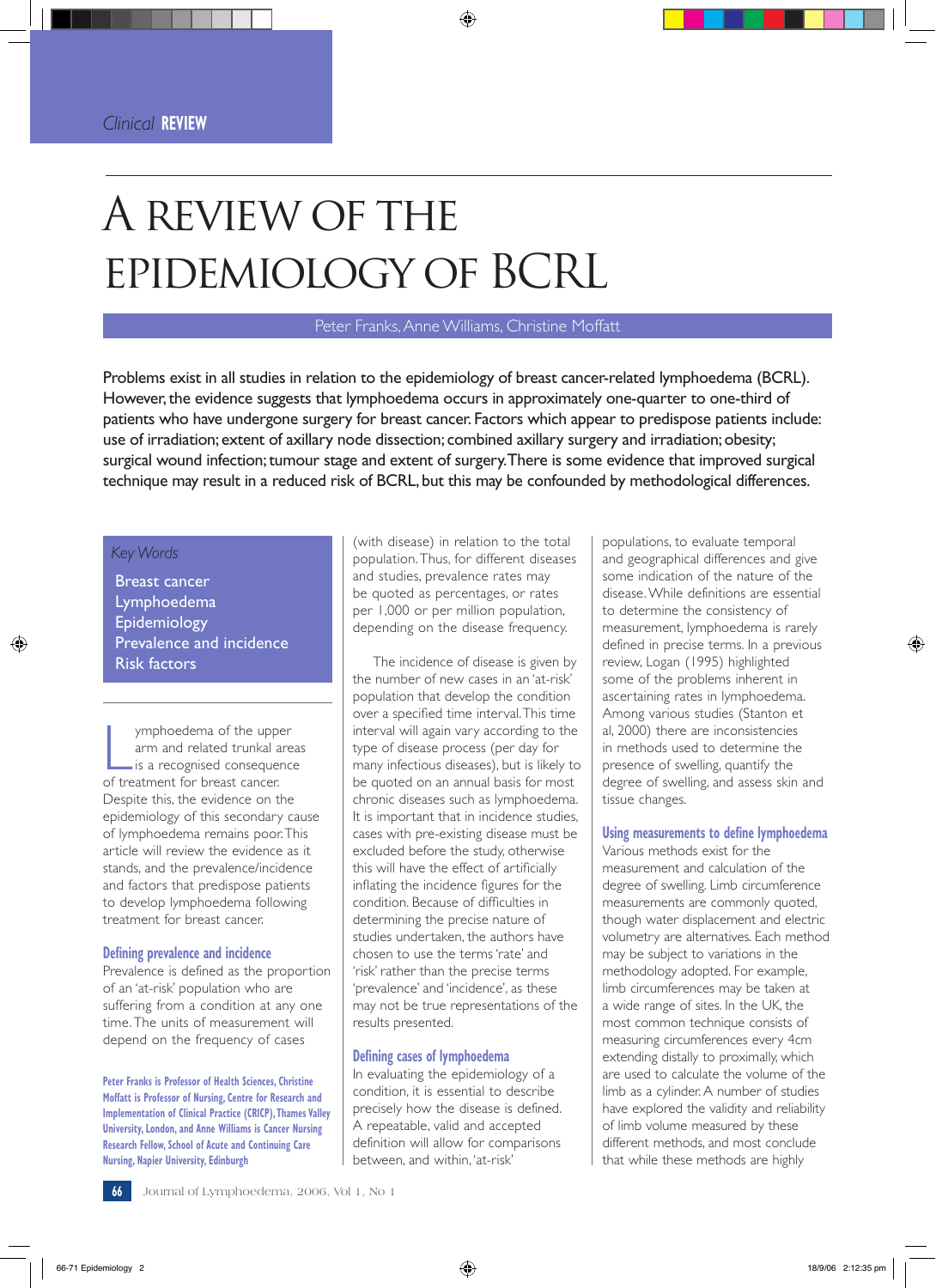Clinical **REVIEW**

# A REVIEW OF THE EPIDEMIOLOGY OF BCRL

Peter Franks, Anne Williams, Christine Moffatt

Problems exist in all studies in relation to the epidemiology of breast cancer-related lymphoedema (BCRL). However, the evidence suggests that lymphoedema occurs in approximately one-quarter to one-third of patients who have undergone surgery for breast cancer. Factors which appear to predispose patients include: use of irradiation; extent of axillary node dissection; combined axillary surgery and irradiation; obesity; surgical wound infection; tumour stage and extent of surgery. There is some evidence that improved surgical technique may result in a reduced risk of BCRL, but this may be confounded by methodological differences.

*Key Words*

Breast cancer
Lymphoedema
Epidemiology
Prevalence and incidence
Risk factors

Lymphoedema of the upper arm and related trunkal areas is a recognised consequence of treatment for breast cancer. Despite this, the evidence on the epidemiology of this secondary cause of lymphoedema remains poor. This article will review the evidence as it stands, and the prevalence/incidence and factors that predispose patients to develop lymphoedema following treatment for breast cancer.

## Defining prevalence and incidence

Prevalence is defined as the proportion of an 'at-risk' population who are suffering from a condition at any one time. The units of measurement will depend on the frequency of cases (with disease) in relation to the total population. Thus, for different diseases and studies, prevalence rates may be quoted as percentages, or rates per 1,000 or per million population, depending on the disease frequency.

The incidence of disease is given by the number of new cases in an 'at-risk' population that develop the condition over a specified time interval. This time interval will again vary according to the type of disease process (per day for many infectious diseases), but is likely to be quoted on an annual basis for most chronic diseases such as lymphoedema. It is important that in incidence studies, cases with pre-existing disease must be excluded before the study, otherwise this will have the effect of artificially inflating the incidence figures for the condition. Because of difficulties in determining the precise nature of studies undertaken, the authors have chosen to use the terms 'rate' and 'risk' rather than the precise terms 'prevalence' and 'incidence', as these may not be true representations of the results presented.

## Defining cases of lymphoedema

In evaluating the epidemiology of a condition, it is essential to describe precisely how the disease is defined. A repeatable, valid and accepted definition will allow for comparisons between, and within, 'at-risk' populations, to evaluate temporal and geographical differences and give some indication of the nature of the disease. While definitions are essential to determine the consistency of measurement, lymphoedema is rarely defined in precise terms. In a previous review, Logan (1995) highlighted some of the problems inherent in ascertaining rates in lymphoedema. Among various studies (Stanton et al, 2000) there are inconsistencies in methods used to determine the presence of swelling, quantify the degree of swelling, and assess skin and tissue changes.

## Using measurements to define lymphoedema

Various methods exist for the measurement and calculation of the degree of swelling. Limb circumference measurements are commonly quoted, though water displacement and electric volumetry are alternatives. Each method may be subject to variations in the methodology adopted. For example, limb circumferences may be taken at a wide range of sites. In the UK, the most common technique consists of measuring circumferences every 4cm extending distally to proximally, which are used to calculate the volume of the limb as a cylinder. A number of studies have explored the validity and reliability of limb volume measured by these different methods, and most conclude that while these methods are highly

Peter Franks is Professor of Health Sciences, Christine Moffatt is Professor of Nursing, Centre for Research and Implementation of Clinical Practice (CRICP), Thames Valley University, London, and Anne Williams is Cancer Nursing Research Fellow, School of Acute and Continuing Care Nursing, Napier University, Edinburgh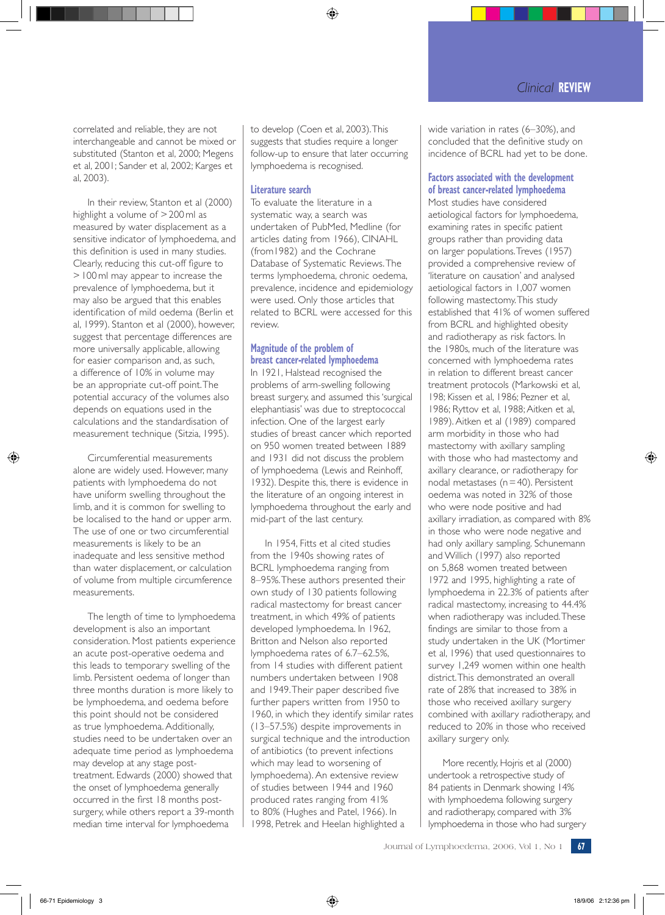correlated and reliable, they are not interchangeable and cannot be mixed or substituted (Stanton et al, 2000; Megens et al, 2001; Sander et al, 2002; Karges et al, 2003).

In their review, Stanton et al (2000) highlight a volume of >200 ml as measured by water displacement as a sensitive indicator of lymphoedema, and this definition is used in many studies. Clearly, reducing this cut-off figure to >100 ml may appear to increase the prevalence of lymphoedema, but it may also be argued that this enables identification of mild oedema (Berlin et al, 1999). Stanton et al (2000), however, suggest that percentage differences are more universally applicable, allowing for easier comparison and, as such, a difference of 10% in volume may be an appropriate cut-off point. The potential accuracy of the volumes also depends on equations used in the calculations and the standardisation of measurement technique (Sitzia, 1995).

Circumferential measurements alone are widely used. However, many patients with lymphoedema do not have uniform swelling throughout the limb, and it is common for swelling to be localised to the hand or upper arm. The use of one or two circumferential measurements is likely to be an inadequate and less sensitive method than water displacement, or calculation of volume from multiple circumference measurements.

The length of time to lymphoedema development is also an important consideration. Most patients experience an acute post-operative oedema and this leads to temporary swelling of the limb. Persistent oedema of longer than three months duration is more likely to be lymphoedema, and oedema before this point should not be considered as true lymphoedema. Additionally, studies need to be undertaken over an adequate time period as lymphoedema may develop at any stage post-treatment. Edwards (2000) showed that the onset of lymphoedema generally occurred in the first 18 months post-surgery, while others report a 39-month median time interval for lymphoedema to develop (Coen et al, 2003). This suggests that studies require a longer follow-up to ensure that later occurring lymphoedema is recognised.

## Literature search

To evaluate the literature in a systematic way, a search was undertaken of PubMed, Medline (for articles dating from 1966), CINAHL (from1982) and the Cochrane Database of Systematic Reviews. The terms lymphoedema, chronic oedema, prevalence, incidence and epidemiology were used. Only those articles that related to BCRL were accessed for this review.

## Magnitude of the problem of breast cancer-related lymphoedema

In 1921, Halstead recognised the problems of arm-swelling following breast surgery, and assumed this 'surgical elephantiasis' was due to streptococcal infection. One of the largest early studies of breast cancer which reported on 950 women treated between 1889 and 1931 did not discuss the problem of lymphoedema (Lewis and Reinhoff, 1932). Despite this, there is evidence in the literature of an ongoing interest in lymphoedema throughout the early and mid-part of the last century.

In 1954, Fitts et al cited studies from the 1940s showing rates of BCRL lymphoedema ranging from 8–95%. These authors presented their own study of 130 patients following radical mastectomy for breast cancer treatment, in which 49% of patients developed lymphoedema. In 1962, Britton and Nelson also reported lymphoedema rates of 6.7–62.5%, from 14 studies with different patient numbers undertaken between 1908 and 1949. Their paper described five further papers written from 1950 to 1960, in which they identify similar rates (13–57.5%) despite improvements in surgical technique and the introduction of antibiotics (to prevent infections which may lead to worsening of lymphoedema). An extensive review of studies between 1944 and 1960 produced rates ranging from 41% to 80% (Hughes and Patel, 1966). In 1998, Petrek and Heelan highlighted a wide variation in rates (6–30%), and concluded that the definitive study on incidence of BCRL had yet to be done.

## Factors associated with the development of breast cancer-related lymphoedema

Most studies have considered aetiological factors for lymphoedema, examining rates in specific patient groups rather than providing data on larger populations. Treves (1957) provided a comprehensive review of 'literature on causation' and analysed aetiological factors in 1,007 women following mastectomy. This study established that 41% of women suffered from BCRL and highlighted obesity and radiotherapy as risk factors. In the 1980s, much of the literature was concerned with lymphoedema rates in relation to different breast cancer treatment protocols (Markowski et al, 198; Kissen et al, 1986; Pezner et al, 1986; Ryttov et al, 1988; Aitken et al, 1989). Aitken et al (1989) compared arm morbidity in those who had mastectomy with axillary sampling with those who had mastectomy and axillary clearance, or radiotherapy for nodal metastases (n = 40). Persistent oedema was noted in 32% of those who were node positive and had axillary irradiation, as compared with 8% in those who were node negative and had only axillary sampling. Schunemann and Willich (1997) also reported on 5,868 women treated between 1972 and 1995, highlighting a rate of lymphoedema in 22.3% of patients after radical mastectomy, increasing to 44.4% when radiotherapy was included. These findings are similar to those from a study undertaken in the UK (Mortimer et al, 1996) that used questionnaires to survey 1,249 women within one health district. This demonstrated an overall rate of 28% that increased to 38% in those who received axillary surgery combined with axillary radiotherapy, and reduced to 20% in those who received axillary surgery only.

More recently, Hojris et al (2000) undertook a retrospective study of 84 patients in Denmark showing 14% with lymphoedema following surgery and radiotherapy, compared with 3% lymphoedema in those who had surgery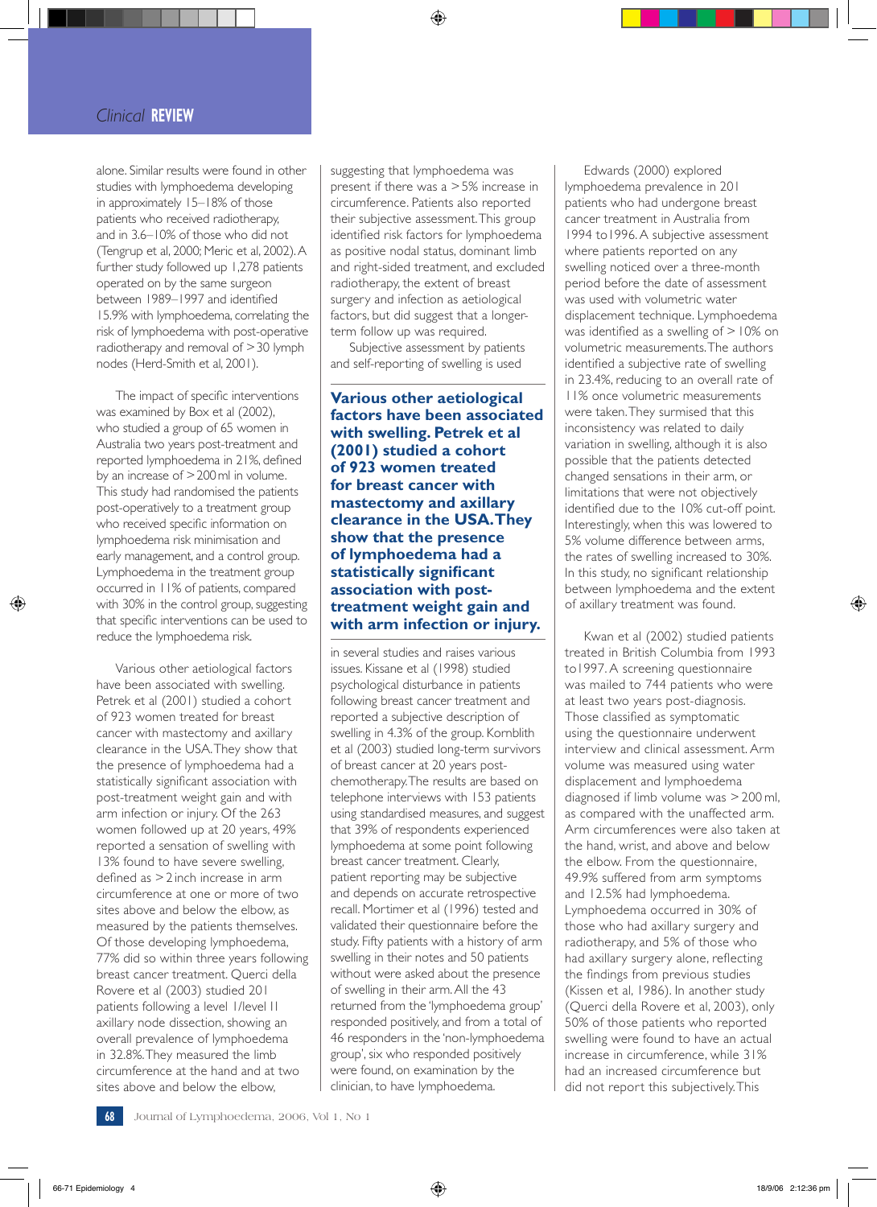alone. Similar results were found in other studies with lymphoedema developing in approximately 15–18% of those patients who received radiotherapy, and in 3.6–10% of those who did not (Tengrup et al, 2000; Meric et al, 2002). A further study followed up 1,278 patients operated on by the same surgeon between 1989–1997 and identified 15.9% with lymphoedema, correlating the risk of lymphoedema with post-operative radiotherapy and removal of >30 lymph nodes (Herd-Smith et al, 2001).

The impact of specific interventions was examined by Box et al (2002), who studied a group of 65 women in Australia two years post-treatment and reported lymphoedema in 21%, defined by an increase of >200 ml in volume. This study had randomised the patients post-operatively to a treatment group who received specific information on lymphoedema risk minimisation and early management, and a control group. Lymphoedema in the treatment group occurred in 11% of patients, compared with 30% in the control group, suggesting that specific interventions can be used to reduce the lymphoedema risk.

Various other aetiological factors have been associated with swelling. Petrek et al (2001) studied a cohort of 923 women treated for breast cancer with mastectomy and axillary clearance in the USA. They show that the presence of lymphoedema had a statistically significant association with post-treatment weight gain and with arm infection or injury. Of the 263 women followed up at 20 years, 49% reported a sensation of swelling with 13% found to have severe swelling, defined as >2 inch increase in arm circumference at one or more of two sites above and below the elbow, as measured by the patients themselves. Of those developing lymphoedema, 77% did so within three years following breast cancer treatment. Querci della Rovere et al (2003) studied 201 patients following a level I/level II axillary node dissection, showing an overall prevalence of lymphoedema in 32.8%. They measured the limb circumference at the hand and at two sites above and below the elbow, suggesting that lymphoedema was present if there was a >5% increase in circumference. Patients also reported their subjective assessment. This group identified risk factors for lymphoedema as positive nodal status, dominant limb and right-sided treatment, and excluded radiotherapy, the extent of breast surgery and infection as aetiological factors, but did suggest that a longer-term follow up was required.

**Various other aetiological factors have been associated with swelling. Petrek et al (2001) studied a cohort of 923 women treated for breast cancer with mastectomy and axillary clearance in the USA. They show that the presence of lymphoedema had a statistically significant association with post-treatment weight gain and with arm infection or injury.**

Subjective assessment by patients and self-reporting of swelling is used in several studies and raises various issues. Kissane et al (1998) studied psychological disturbance in patients following breast cancer treatment and reported a subjective description of swelling in 4.3% of the group. Kornblith et al (2003) studied long-term survivors of breast cancer at 20 years post-chemotherapy. The results are based on telephone interviews with 153 patients using standardised measures, and suggest that 39% of respondents experienced lymphoedema at some point following breast cancer treatment. Clearly, patient reporting may be subjective and depends on accurate retrospective recall. Mortimer et al (1996) tested and validated their questionnaire before the study. Fifty patients with a history of arm swelling in their notes and 50 patients without were asked about the presence of swelling in their arm. All the 43 returned from the 'lymphoedema group' responded positively, and from a total of 46 responders in the 'non-lymphoedema group', six who responded positively were found, on examination by the clinician, to have lymphoedema.

Edwards (2000) explored lymphoedema prevalence in 201 patients who had undergone breast cancer treatment in Australia from 1994 to1996. A subjective assessment where patients reported on any swelling noticed over a three-month period before the date of assessment was used with volumetric water displacement technique. Lymphoedema was identified as a swelling of >10% on volumetric measurements. The authors identified a subjective rate of swelling in 23.4%, reducing to an overall rate of 11% once volumetric measurements were taken. They surmised that this inconsistency was related to daily variation in swelling, although it is also possible that the patients detected changed sensations in their arm, or limitations that were not objectively identified due to the 10% cut-off point. Interestingly, when this was lowered to 5% volume difference between arms, the rates of swelling increased to 30%. In this study, no significant relationship between lymphoedema and the extent of axillary treatment was found.

Kwan et al (2002) studied patients treated in British Columbia from 1993 to1997. A screening questionnaire was mailed to 744 patients who were at least two years post-diagnosis. Those classified as symptomatic using the questionnaire underwent interview and clinical assessment. Arm volume was measured using water displacement and lymphoedema diagnosed if limb volume was >200 ml, as compared with the unaffected arm. Arm circumferences were also taken at the hand, wrist, and above and below the elbow. From the questionnaire, 49.9% suffered from arm symptoms and 12.5% had lymphoedema. Lymphoedema occurred in 30% of those who had axillary surgery and radiotherapy, and 5% of those who had axillary surgery alone, reflecting the findings from previous studies (Kissen et al, 1986). In another study (Querci della Rovere et al, 2003), only 50% of those patients who reported swelling were found to have an actual increase in circumference, while 31% had an increased circumference but did not report this subjectively. This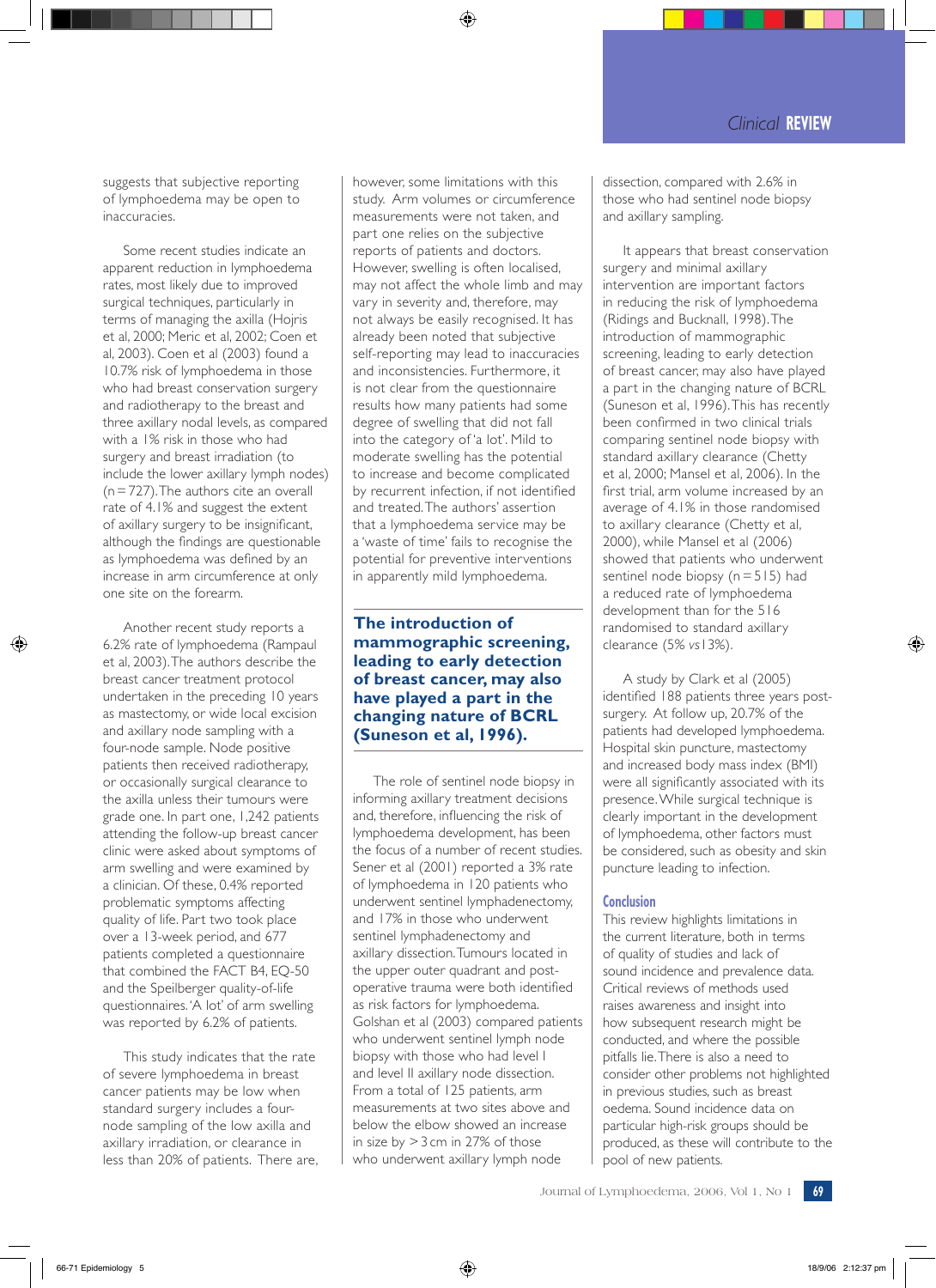suggests that subjective reporting of lymphoedema may be open to inaccuracies.

Some recent studies indicate an apparent reduction in lymphoedema rates, most likely due to improved surgical techniques, particularly in terms of managing the axilla (Hojris et al, 2000; Meric et al, 2002; Coen et al, 2003). Coen et al (2003) found a 10.7% risk of lymphoedema in those who had breast conservation surgery and radiotherapy to the breast and three axillary nodal levels, as compared with a 1% risk in those who had surgery and breast irradiation (to include the lower axillary lymph nodes) (n = 727). The authors cite an overall rate of 4.1% and suggest the extent of axillary surgery to be insignificant, although the findings are questionable as lymphoedema was defined by an increase in arm circumference at only one site on the forearm.

Another recent study reports a 6.2% rate of lymphoedema (Rampaul et al, 2003). The authors describe the breast cancer treatment protocol undertaken in the preceding 10 years as mastectomy, or wide local excision and axillary node sampling with a four-node sample. Node positive patients then received radiotherapy, or occasionally surgical clearance to the axilla unless their tumours were grade one. In part one, 1,242 patients attending the follow-up breast cancer clinic were asked about symptoms of arm swelling and were examined by a clinician. Of these, 0.4% reported problematic symptoms affecting quality of life. Part two took place over a 13-week period, and 677 patients completed a questionnaire that combined the FACT B4, EQ-50 and the Speilberger quality-of-life questionnaires. 'A lot' of arm swelling was reported by 6.2% of patients.

This study indicates that the rate of severe lymphoedema in breast cancer patients may be low when standard surgery includes a four-node sampling of the low axilla and axillary irradiation, or clearance in less than 20% of patients. There are, however, some limitations with this study. Arm volumes or circumference measurements were not taken, and part one relies on the subjective reports of patients and doctors. However, swelling is often localised, may not affect the whole limb and may vary in severity and, therefore, may not always be easily recognised. It has already been noted that subjective self-reporting may lead to inaccuracies and inconsistencies. Furthermore, it is not clear from the questionnaire results how many patients had some degree of swelling that did not fall into the category of 'a lot'. Mild to moderate swelling has the potential to increase and become complicated by recurrent infection, if not identified and treated. The authors' assertion that a lymphoedema service may be a 'waste of time' fails to recognise the potential for preventive interventions in apparently mild lymphoedema.

**The introduction of mammographic screening, leading to early detection of breast cancer, may also have played a part in the changing nature of BCRL (Suneson et al, 1996).**

The role of sentinel node biopsy in informing axillary treatment decisions and, therefore, influencing the risk of lymphoedema development, has been the focus of a number of recent studies. Sener et al (2001) reported a 3% rate of lymphoedema in 120 patients who underwent sentinel lymphadenectomy, and 17% in those who underwent sentinel lymphadenectomy and axillary dissection. Tumours located in the upper outer quadrant and post-operative trauma were both identified as risk factors for lymphoedema. Golshan et al (2003) compared patients who underwent sentinel lymph node biopsy with those who had level I and level II axillary node dissection. From a total of 125 patients, arm measurements at two sites above and below the elbow showed an increase in size by > 3 cm in 27% of those who underwent axillary lymph node dissection, compared with 2.6% in those who had sentinel node biopsy and axillary sampling.

It appears that breast conservation surgery and minimal axillary intervention are important factors in reducing the risk of lymphoedema (Ridings and Bucknall, 1998). The introduction of mammographic screening, leading to early detection of breast cancer, may also have played a part in the changing nature of BCRL (Suneson et al, 1996). This has recently been confirmed in two clinical trials comparing sentinel node biopsy with standard axillary clearance (Chetty et al, 2000; Mansel et al, 2006). In the first trial, arm volume increased by an average of 4.1% in those randomised to axillary clearance (Chetty et al, 2000), while Mansel et al (2006) showed that patients who underwent sentinel node biopsy (n = 515) had a reduced rate of lymphoedema development than for the 516 randomised to standard axillary clearance (5% *vs* 13%).

A study by Clark et al (2005) identified 188 patients three years post-surgery. At follow up, 20.7% of the patients had developed lymphoedema. Hospital skin puncture, mastectomy and increased body mass index (BMI) were all significantly associated with its presence. While surgical technique is clearly important in the development of lymphoedema, other factors must be considered, such as obesity and skin puncture leading to infection.

## Conclusion

This review highlights limitations in the current literature, both in terms of quality of studies and lack of sound incidence and prevalence data. Critical reviews of methods used raises awareness and insight into how subsequent research might be conducted, and where the possible pitfalls lie. There is also a need to consider other problems not highlighted in previous studies, such as breast oedema. Sound incidence data on particular high-risk groups should be produced, as these will contribute to the pool of new patients.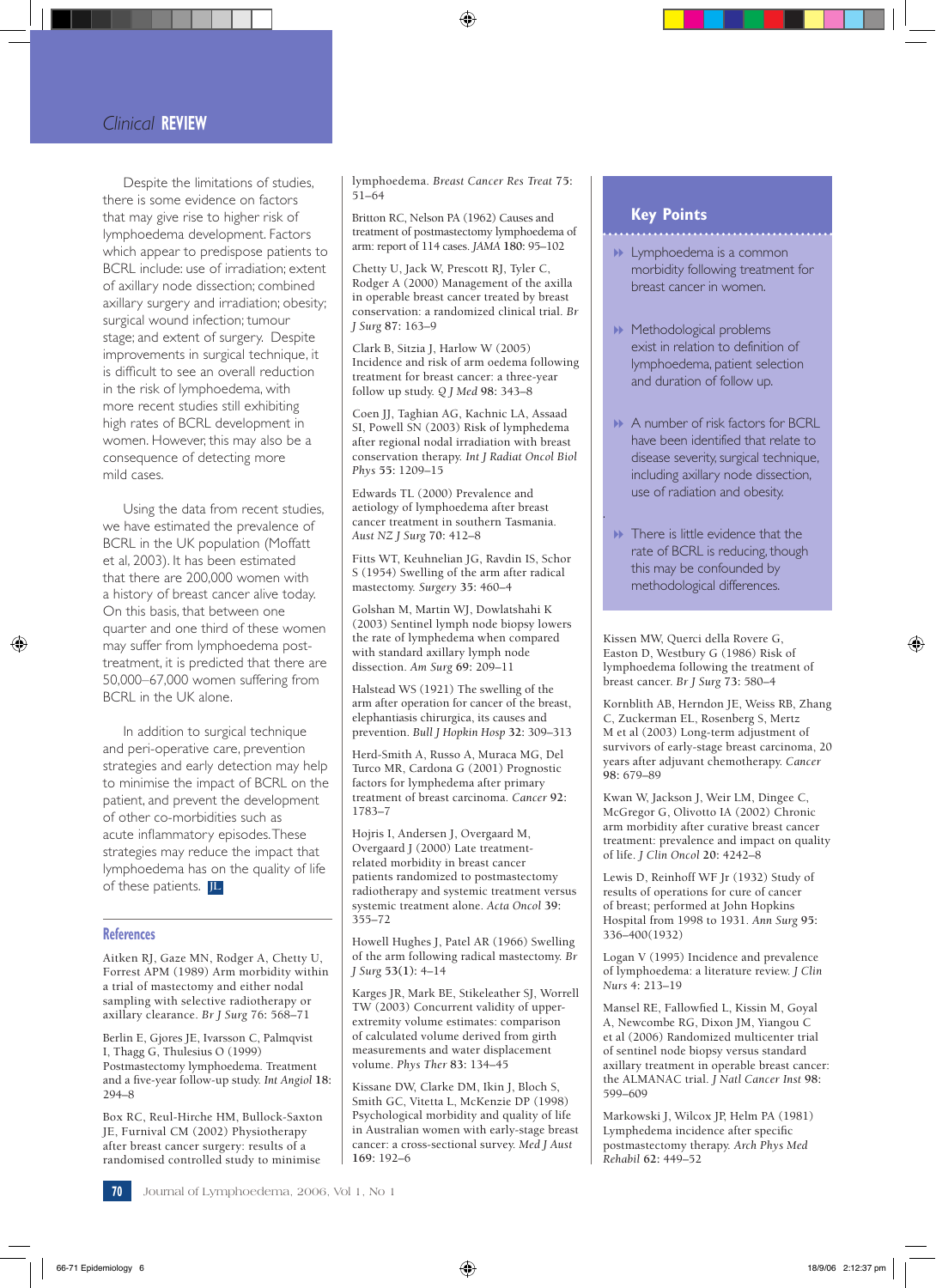Despite the limitations of studies, there is some evidence on factors that may give rise to higher risk of lymphoedema development. Factors which appear to predispose patients to BCRL include: use of irradiation; extent of axillary node dissection; combined axillary surgery and irradiation; obesity; surgical wound infection; tumour stage; and extent of surgery. Despite improvements in surgical technique, it is difficult to see an overall reduction in the risk of lymphoedema, with more recent studies still exhibiting high rates of BCRL development in women. However, this may also be a consequence of detecting more mild cases.

Using the data from recent studies, we have estimated the prevalence of BCRL in the UK population (Moffatt et al, 2003). It has been estimated that there are 200,000 women with a history of breast cancer alive today. On this basis, that between one quarter and one third of these women may suffer from lymphoedema post-treatment, it is predicted that there are 50,000–67,000 women suffering from BCRL in the UK alone.

In addition to surgical technique and peri-operative care, prevention strategies and early detection may help to minimise the impact of BCRL on the patient, and prevent the development of other co-morbidities such as acute inflammatory episodes. These strategies may reduce the impact that lymphoedema has on the quality of life of these patients. JL

## Key Points

- Lymphoedema is a common morbidity following treatment for breast cancer in women.
- Methodological problems exist in relation to definition of lymphoedema, patient selection and duration of follow up.
- A number of risk factors for BCRL have been identified that relate to disease severity, surgical technique, including axillary node dissection, use of radiation and obesity.
- There is little evidence that the rate of BCRL is reducing, though this may be confounded by methodological differences.

## References

Aitken RJ, Gaze MN, Rodger A, Chetty U, Forrest APM (1989) Arm morbidity within a trial of mastectomy and either nodal sampling with selective radiotherapy or axillary clearance. *Br J Surg* 76: 568–71

Berlin E, Gjores JE, Ivarsson C, Palmqvist I, Thagg G, Thulesius O (1999) Postmastectomy lymphoedema. Treatment and a five-year follow-up study. *Int Angiol* 18: 294–8

Box RC, Reul-Hirche HM, Bullock-Saxton JE, Furnival CM (2002) Physiotherapy after breast cancer surgery: results of a randomised controlled study to minimise lymphoedema. *Breast Cancer Res Treat* 75: 51–64

Britton RC, Nelson PA (1962) Causes and treatment of postmastectomy lymphoedema of arm: report of 114 cases. *JAMA* 180: 95–102

Chetty U, Jack W, Prescott RJ, Tyler C, Rodger A (2000) Management of the axilla in operable breast cancer treated by breast conservation: a randomized clinical trial. *Br J Surg* 87: 163–9

Clark B, Sitzia J, Harlow W (2005) Incidence and risk of arm oedema following treatment for breast cancer: a three-year follow up study. *Q J Med* 98: 343–8

Coen JJ, Taghian AG, Kachnic LA, Assaad SI, Powell SN (2003) Risk of lymphedema after regional nodal irradiation with breast conservation therapy. *Int J Radiat Oncol Biol Phys* 55: 1209–15

Edwards TL (2000) Prevalence and aetiology of lymphoedema after breast cancer treatment in southern Tasmania. *Aust NZ J Surg* 70: 412–8

Fitts WT, Keuhnelian JG, Ravdin IS, Schor S (1954) Swelling of the arm after radical mastectomy. *Surgery* 35: 460–4

Golshan M, Martin WJ, Dowlatshahi K (2003) Sentinel lymph node biopsy lowers the rate of lymphedema when compared with standard axillary lymph node dissection. *Am Surg* 69: 209–11

Halstead WS (1921) The swelling of the arm after operation for cancer of the breast, elephantiasis chirurgica, its causes and prevention. *Bull J Hopkin Hosp* 32: 309–313

Herd-Smith A, Russo A, Muraca MG, Del Turco MR, Cardona G (2001) Prognostic factors for lymphedema after primary treatment of breast carcinoma. *Cancer* 92: 1783–7

Hojris I, Andersen J, Overgaard M, Overgaard J (2000) Late treatment-related morbidity in breast cancer patients randomized to postmastectomy radiotherapy and systemic treatment versus systemic treatment alone. *Acta Oncol* 39: 355–72

Howell Hughes J, Patel AR (1966) Swelling of the arm following radical mastectomy. *Br J Surg* 53(1): 4–14

Karges JR, Mark BE, Stikeleather SJ, Worrell TW (2003) Concurrent validity of upper-extremity volume estimates: comparison of calculated volume derived from girth measurements and water displacement volume. *Phys Ther* 83: 134–45

Kissane DW, Clarke DM, Ikin J, Bloch S, Smith GC, Vitetta L, McKenzie DP (1998) Psychological morbidity and quality of life in Australian women with early-stage breast cancer: a cross-sectional survey. *Med J Aust* 169: 192–6

Kissen MW, Querci della Rovere G, Easton D, Westbury G (1986) Risk of lymphoedema following the treatment of breast cancer. *Br J Surg* 73: 580–4

Kornblith AB, Herndon JE, Weiss RB, Zhang C, Zuckerman EL, Rosenberg S, Mertz M et al (2003) Long-term adjustment of survivors of early-stage breast carcinoma, 20 years after adjuvant chemotherapy. *Cancer* 98: 679–89

Kwan W, Jackson J, Weir LM, Dingee C, McGregor G, Olivotto IA (2002) Chronic arm morbidity after curative breast cancer treatment: prevalence and impact on quality of life. *J Clin Oncol* 20: 4242–8

Lewis D, Reinhoff WF Jr (1932) Study of results of operations for cure of cancer of breast; performed at John Hopkins Hospital from 1998 to 1931. *Ann Surg* 95: 336–400(1932)

Logan V (1995) Incidence and prevalence of lymphoedema: a literature review. *J Clin Nurs* 4: 213–19

Mansel RE, Fallowfied L, Kissin M, Goyal A, Newcombe RG, Dixon JM, Yiangou C et al (2006) Randomized multicenter trial of sentinel node biopsy versus standard axillary treatment in operable breast cancer: the ALMANAC trial. *J Natl Cancer Inst* 98: 599–609

Markowski J, Wilcox JP, Helm PA (1981) Lymphedema incidence after specific postmastectomy therapy. *Arch Phys Med Rehabil* 62: 449–52